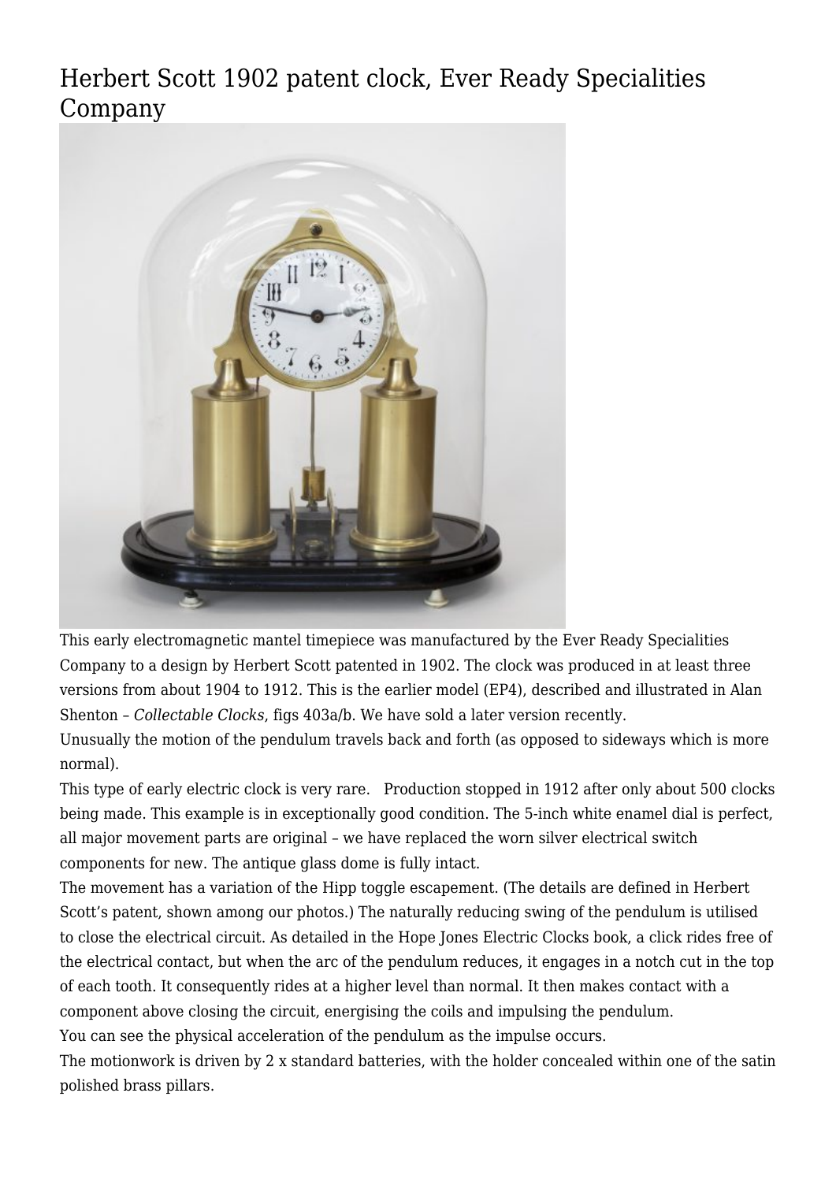# Herbert Scott 1902 patent clock, Ever Ready Specialities Company

This early electromagnetic mantel timepiece was manufactured by the Ever Ready Specialities Company to a design by Herbert Scott patented in 1902. The clock was produced in at least three versions from about 1904 to 1912. This is the earlier model (EP4), described and illustrated in Alan Shenton – *Collectable Clocks*, figs 403a/b. We have sold a later version recently.

Unusually the motion of the pendulum travels back and forth (as opposed to sideways which is more normal).

This type of early electric clock is very rare. Production stopped in 1912 after only about 500 clocks being made. This example is in exceptionally good condition. The 5-inch white enamel dial is perfect, all major movement parts are original – we have replaced the worn silver electrical switch components for new. The antique glass dome is fully intact.

The movement has a variation of the Hipp toggle escapement. (The details are defined in Herbert Scott's patent, shown among our photos.) The naturally reducing swing of the pendulum is utilised to close the electrical circuit. As detailed in the Hope Jones Electric Clocks book, a click rides free of the electrical contact, but when the arc of the pendulum reduces, it engages in a notch cut in the top of each tooth. It consequently rides at a higher level than normal. It then makes contact with a component above closing the circuit, energising the coils and impulsing the pendulum.

You can see the physical acceleration of the pendulum as the impulse occurs.

The motionwork is driven by 2 x standard batteries, with the holder concealed within one of the satin polished brass pillars.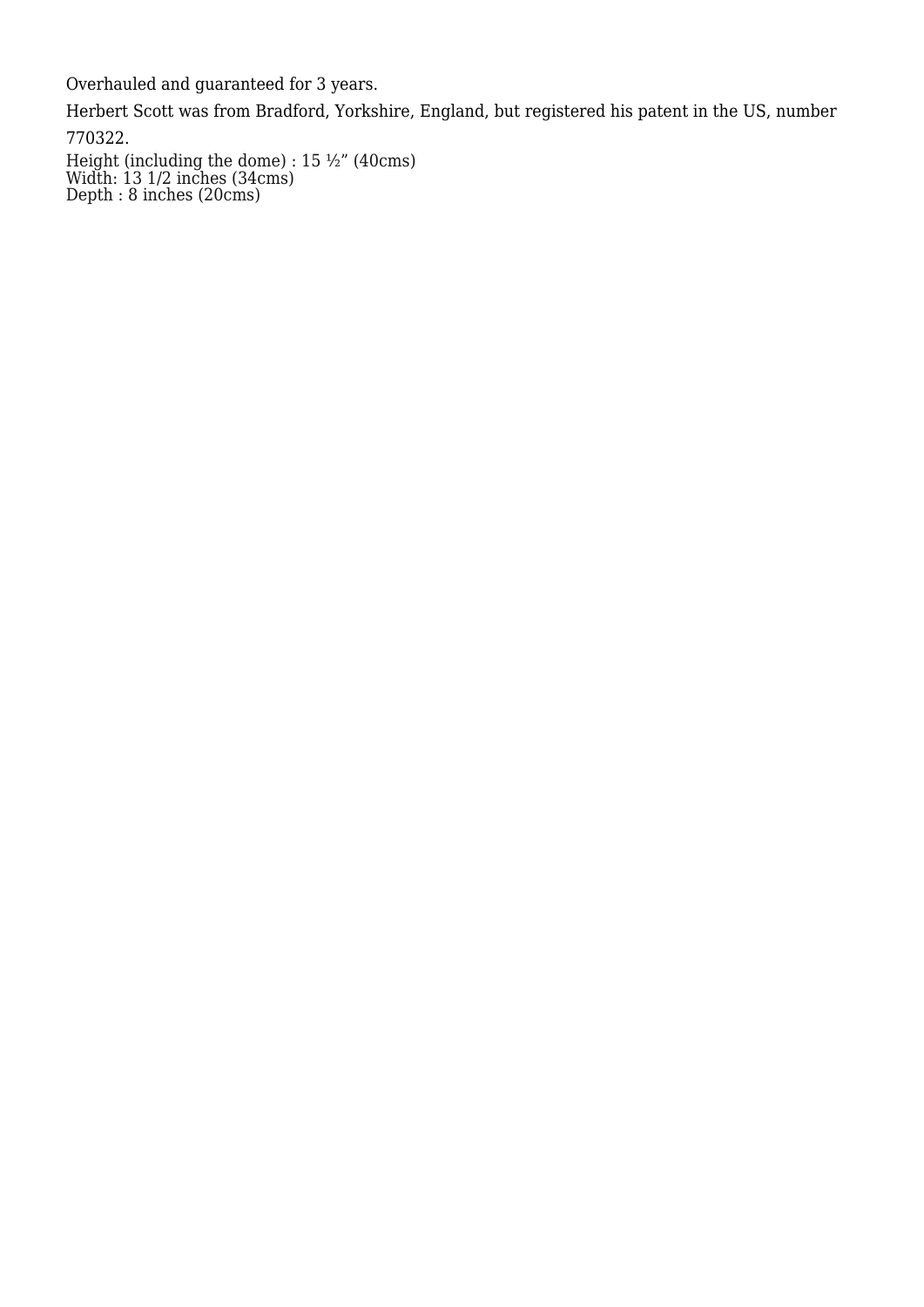Overhauled and guaranteed for 3 years.

Herbert Scott was from Bradford, Yorkshire, England, but registered his patent in the US, number 770322.

Height (including the dome) : 15 ½" (40cms)
Width: 13 1/2 inches (34cms)
Depth : 8 inches (20cms)